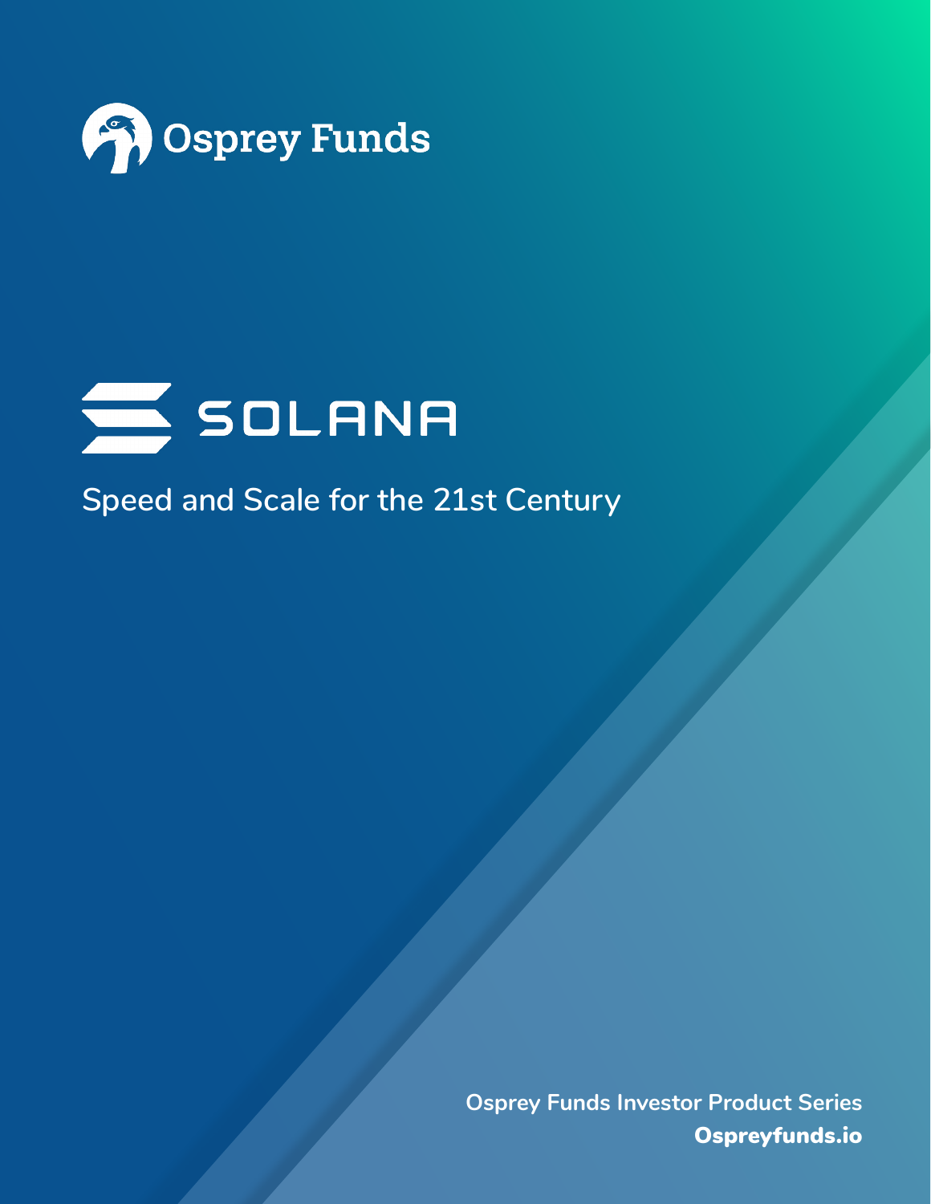Osprey Funds

# SOLANA

## Speed and Scale for the 21st Century

**Osprey Funds Investor Product Series**

**Ospreyfunds.io**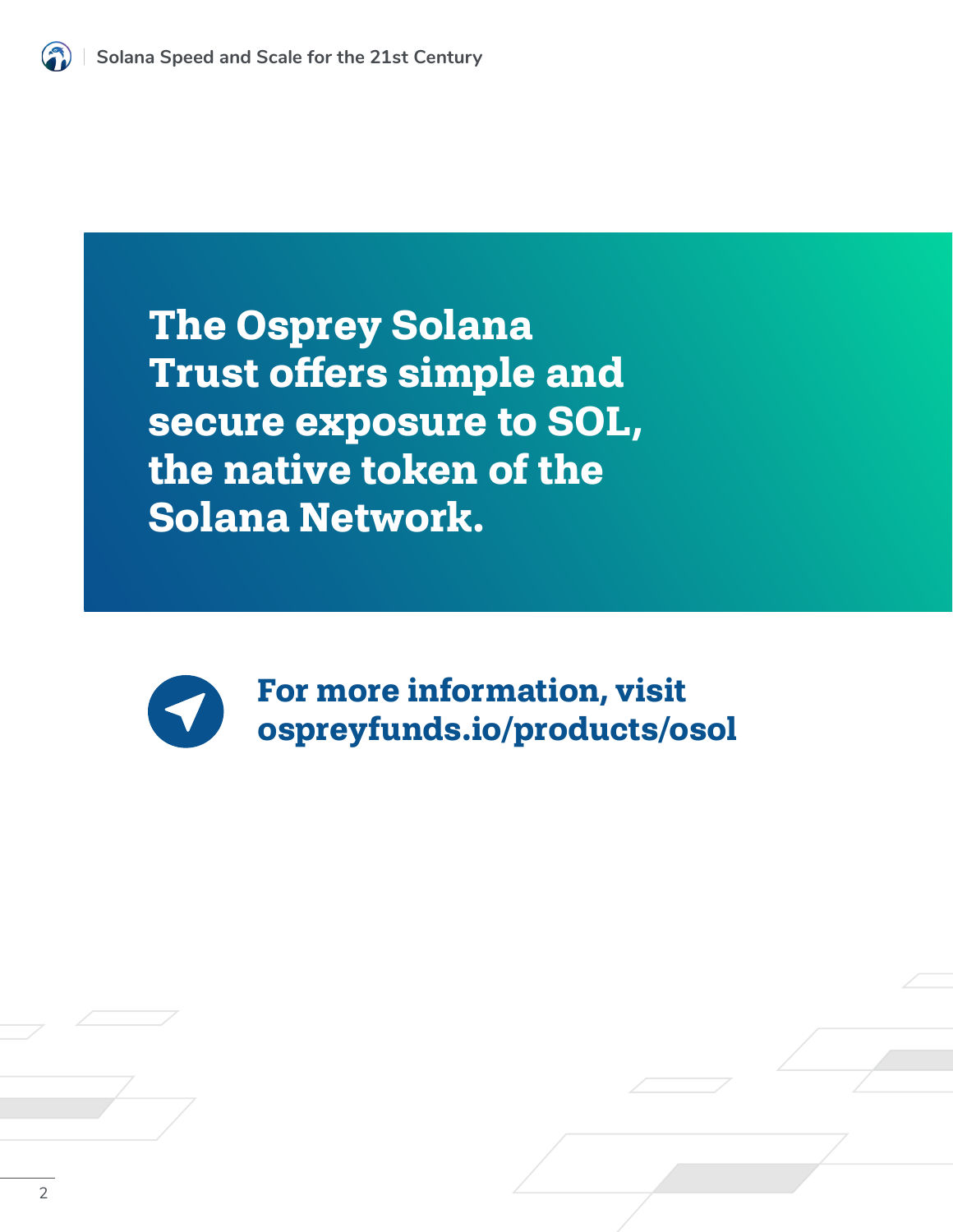**The Osprey Solana Trust offers simple and secure exposure to SOL, the native token of the Solana Network.**

**For more information, visit ospreyfunds.io/products/osol**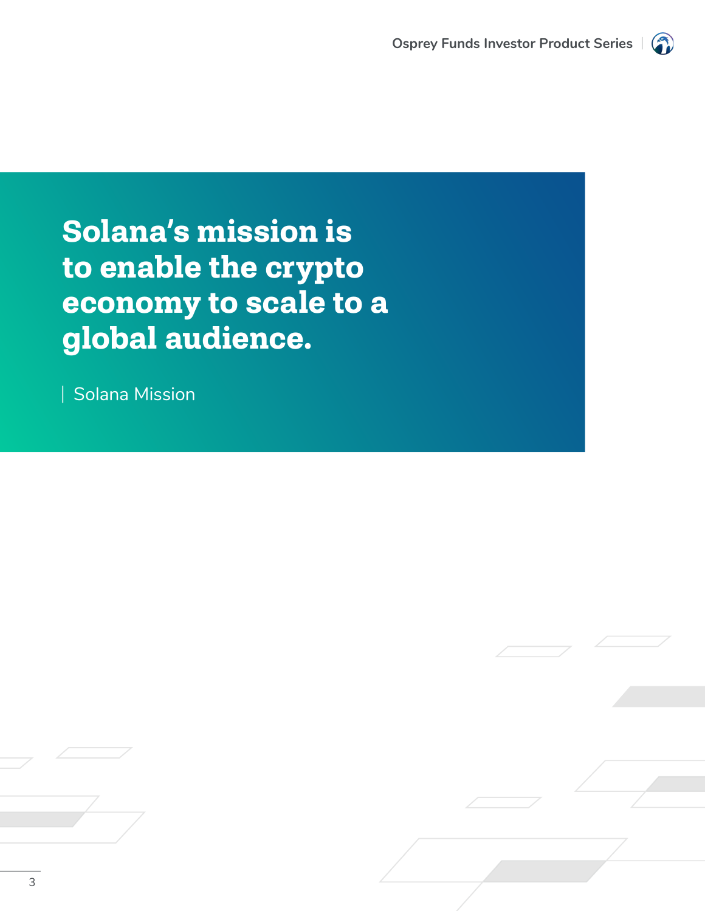> **Solana's mission is to enable the crypto economy to scale to a global audience.**
>
> | Solana Mission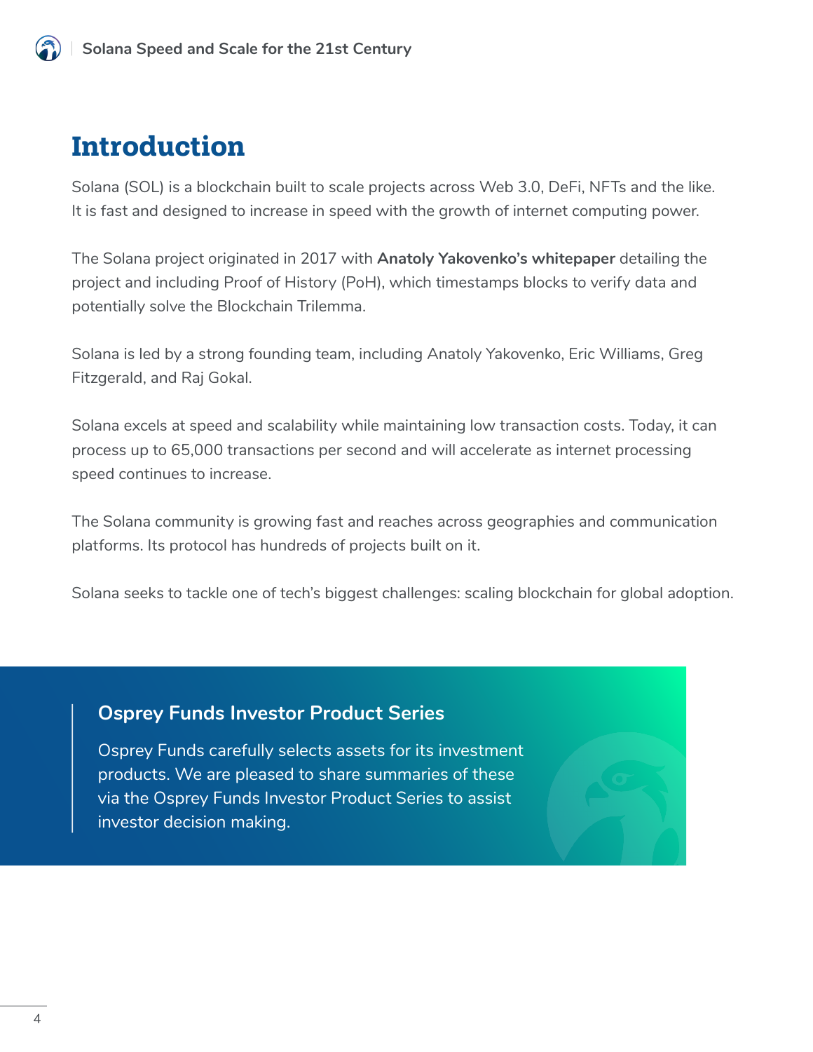# Introduction

Solana (SOL) is a blockchain built to scale projects across Web 3.0, DeFi, NFTs and the like. It is fast and designed to increase in speed with the growth of internet computing power.

The Solana project originated in 2017 with **Anatoly Yakovenko's whitepaper** detailing the project and including Proof of History (PoH), which timestamps blocks to verify data and potentially solve the Blockchain Trilemma.

Solana is led by a strong founding team, including Anatoly Yakovenko, Eric Williams, Greg Fitzgerald, and Raj Gokal.

Solana excels at speed and scalability while maintaining low transaction costs. Today, it can process up to 65,000 transactions per second and will accelerate as internet processing speed continues to increase.

The Solana community is growing fast and reaches across geographies and communication platforms. Its protocol has hundreds of projects built on it.

Solana seeks to tackle one of tech's biggest challenges: scaling blockchain for global adoption.

## Osprey Funds Investor Product Series

Osprey Funds carefully selects assets for its investment products. We are pleased to share summaries of these via the Osprey Funds Investor Product Series to assist investor decision making.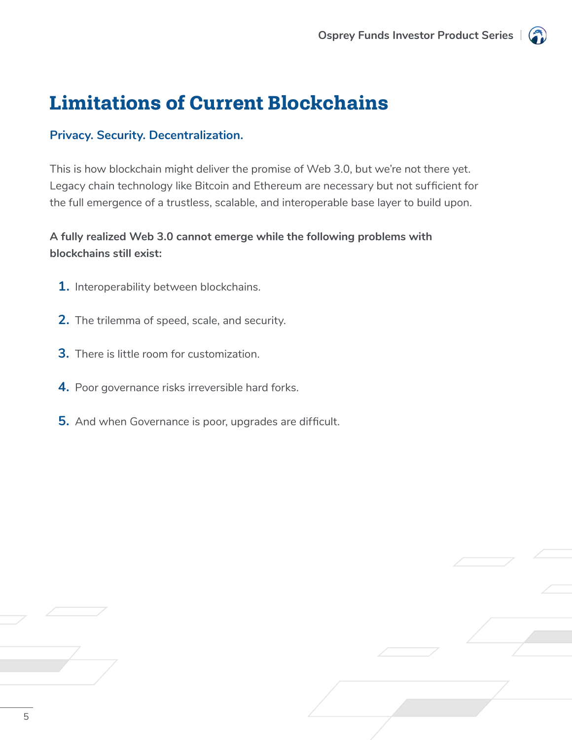# Limitations of Current Blockchains

**Privacy. Security. Decentralization.**

This is how blockchain might deliver the promise of Web 3.0, but we're not there yet. Legacy chain technology like Bitcoin and Ethereum are necessary but not sufficient for the full emergence of a trustless, scalable, and interoperable base layer to build upon.

**A fully realized Web 3.0 cannot emerge while the following problems with blockchains still exist:**

1. Interoperability between blockchains.
2. The trilemma of speed, scale, and security.
3. There is little room for customization.
4. Poor governance risks irreversible hard forks.
5. And when Governance is poor, upgrades are difficult.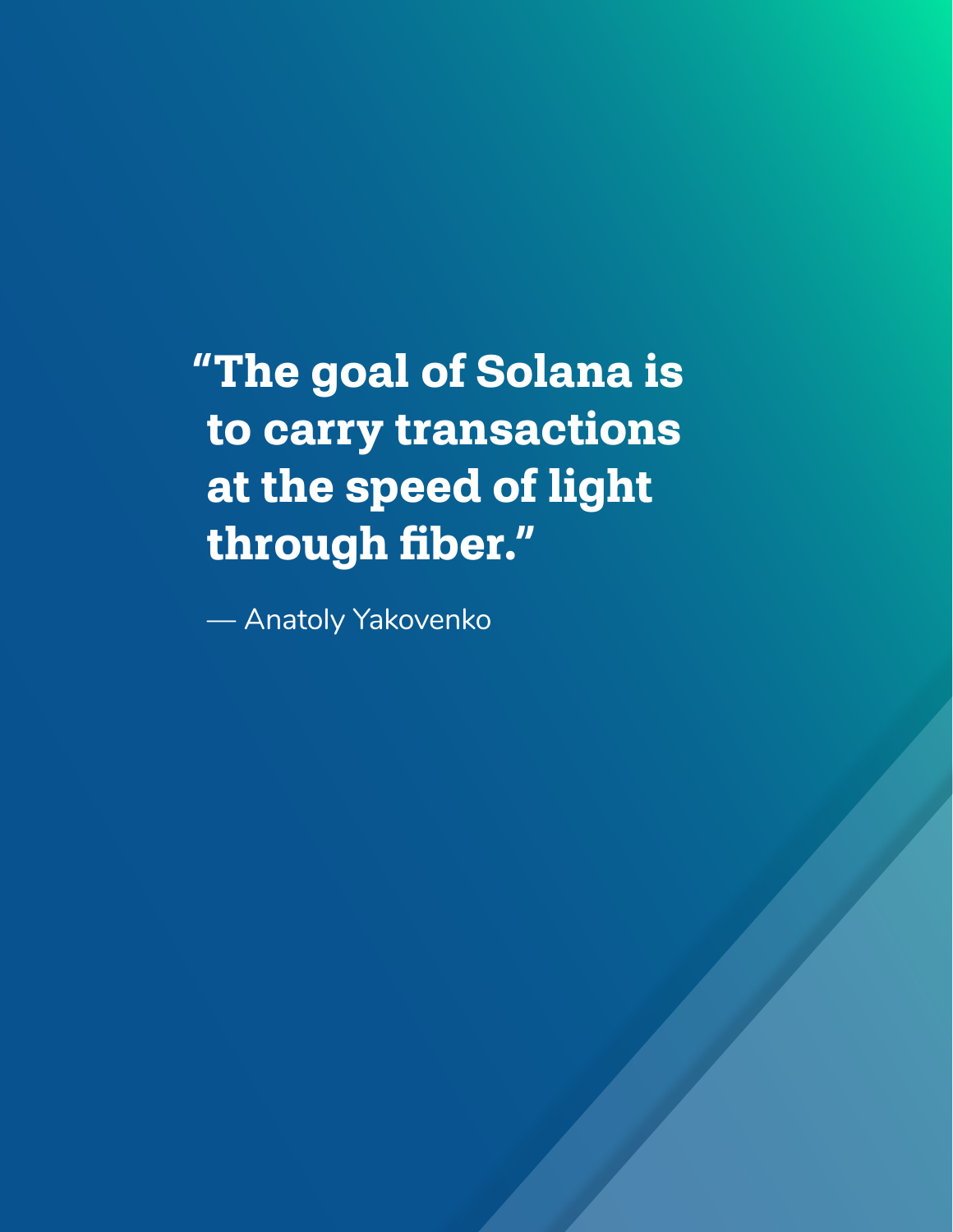> **"The goal of Solana is to carry transactions at the speed of light through fiber."**
>
> — Anatoly Yakovenko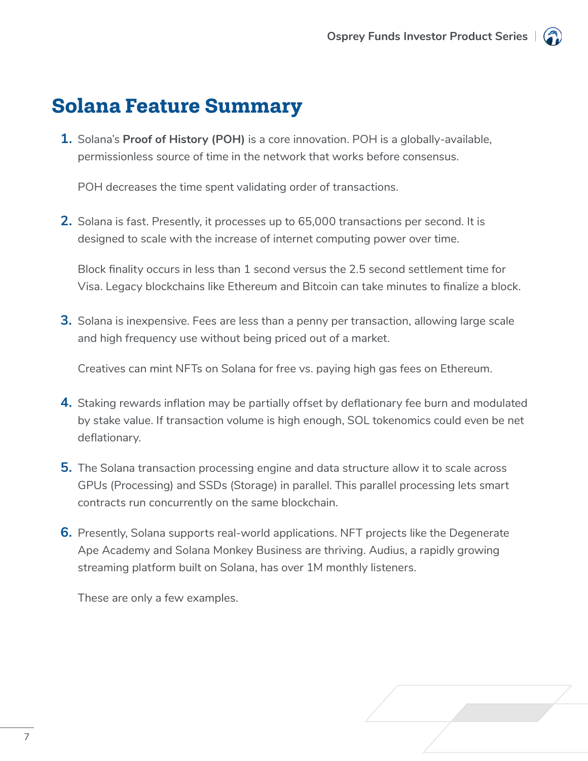# Solana Feature Summary

1. Solana's **Proof of History (POH)** is a core innovation. POH is a globally-available, permissionless source of time in the network that works before consensus.

   POH decreases the time spent validating order of transactions.

2. Solana is fast. Presently, it processes up to 65,000 transactions per second. It is designed to scale with the increase of internet computing power over time.

   Block finality occurs in less than 1 second versus the 2.5 second settlement time for Visa. Legacy blockchains like Ethereum and Bitcoin can take minutes to finalize a block.

3. Solana is inexpensive. Fees are less than a penny per transaction, allowing large scale and high frequency use without being priced out of a market.

   Creatives can mint NFTs on Solana for free vs. paying high gas fees on Ethereum.

4. Staking rewards inflation may be partially offset by deflationary fee burn and modulated by stake value. If transaction volume is high enough, SOL tokenomics could even be net deflationary.

5. The Solana transaction processing engine and data structure allow it to scale across GPUs (Processing) and SSDs (Storage) in parallel. This parallel processing lets smart contracts run concurrently on the same blockchain.

6. Presently, Solana supports real-world applications. NFT projects like the Degenerate Ape Academy and Solana Monkey Business are thriving. Audius, a rapidly growing streaming platform built on Solana, has over 1M monthly listeners.

   These are only a few examples.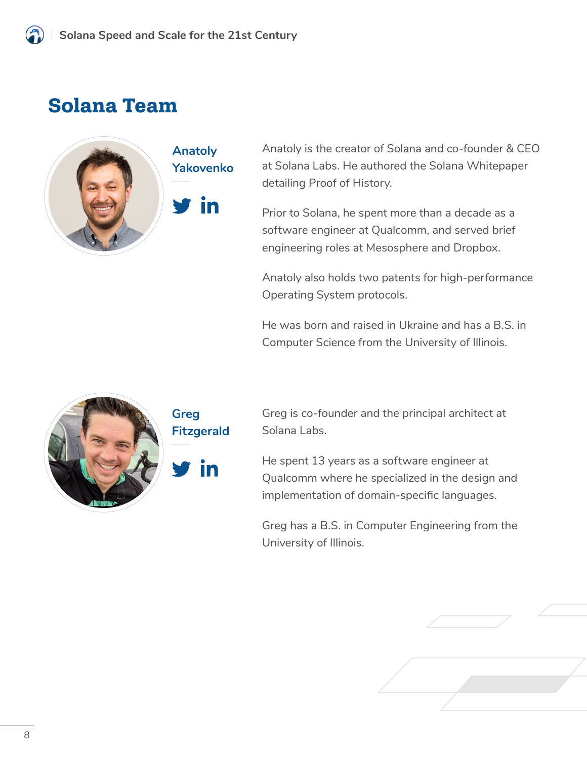# Solana Team

### Anatoly Yakovenko

Anatoly is the creator of Solana and co-founder & CEO at Solana Labs. He authored the Solana Whitepaper detailing Proof of History.

Prior to Solana, he spent more than a decade as a software engineer at Qualcomm, and served brief engineering roles at Mesosphere and Dropbox.

Anatoly also holds two patents for high-performance Operating System protocols.

He was born and raised in Ukraine and has a B.S. in Computer Science from the University of Illinois.

### Greg Fitzgerald

Greg is co-founder and the principal architect at Solana Labs.

He spent 13 years as a software engineer at Qualcomm where he specialized in the design and implementation of domain-specific languages.

Greg has a B.S. in Computer Engineering from the University of Illinois.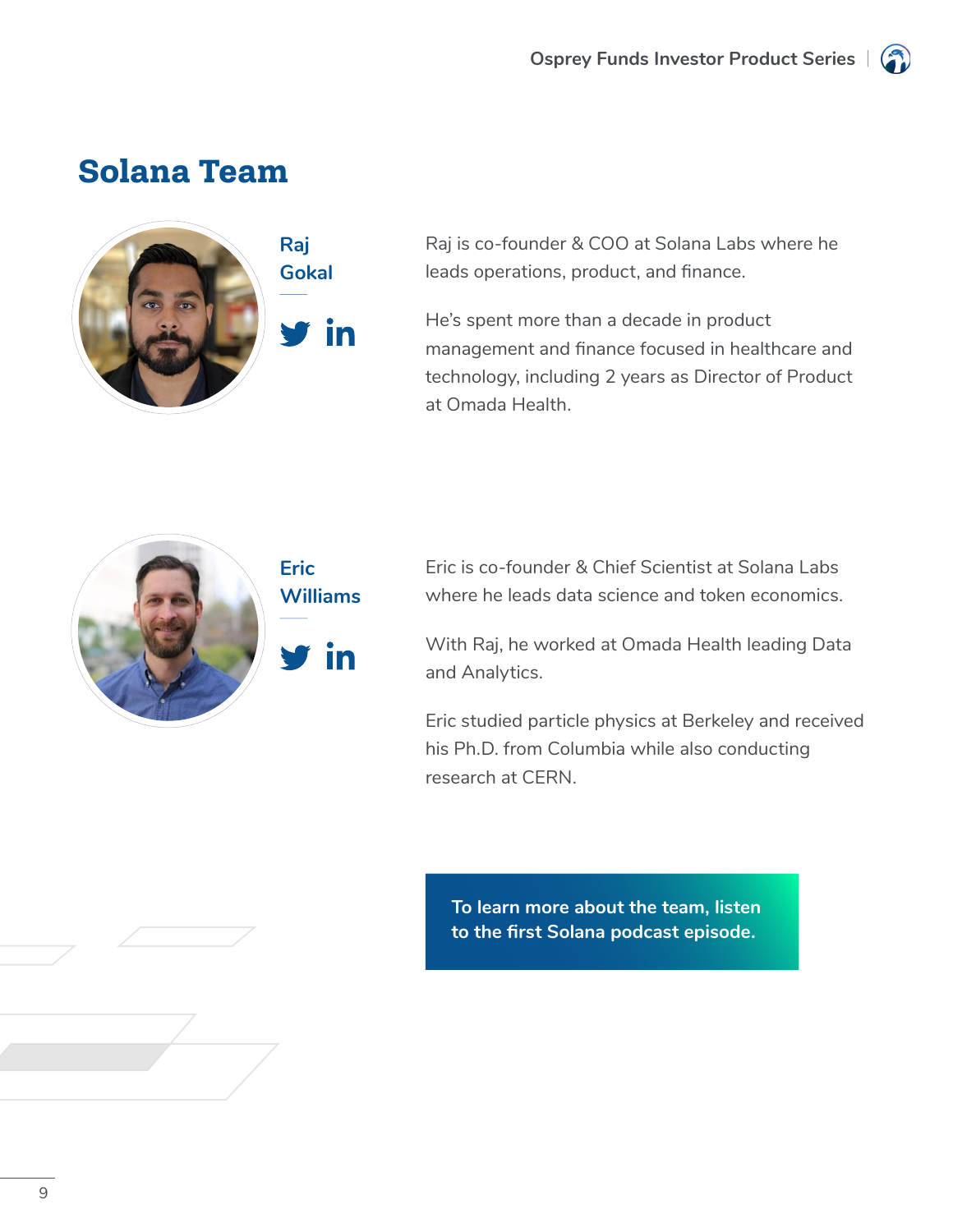# Solana Team

### Raj Gokal

Raj is co-founder & COO at Solana Labs where he leads operations, product, and finance.

He's spent more than a decade in product management and finance focused in healthcare and technology, including 2 years as Director of Product at Omada Health.

### Eric Williams

Eric is co-founder & Chief Scientist at Solana Labs where he leads data science and token economics.

With Raj, he worked at Omada Health leading Data and Analytics.

Eric studied particle physics at Berkeley and received his Ph.D. from Columbia while also conducting research at CERN.

**To learn more about the team, listen to the first Solana podcast episode.**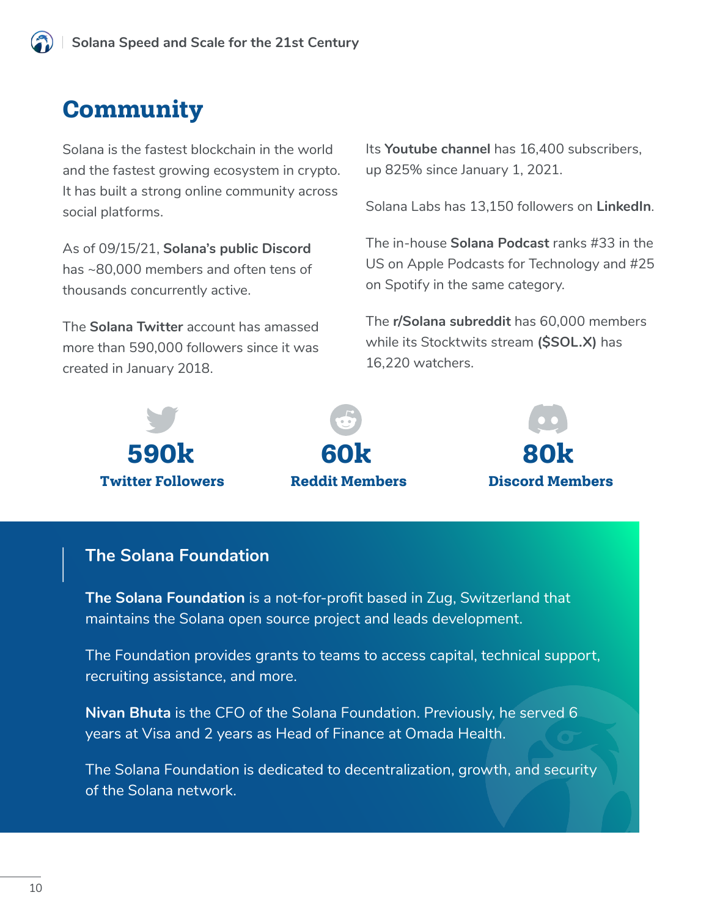# Community

Solana is the fastest blockchain in the world and the fastest growing ecosystem in crypto. It has built a strong online community across social platforms.

As of 09/15/21, **Solana's public Discord** has ~80,000 members and often tens of thousands concurrently active.

The **Solana Twitter** account has amassed more than 590,000 followers since it was created in January 2018.

Its **Youtube channel** has 16,400 subscribers, up 825% since January 1, 2021.

Solana Labs has 13,150 followers on **LinkedIn**.

The in-house **Solana Podcast** ranks #33 in the US on Apple Podcasts for Technology and #25 on Spotify in the same category.

The **r/Solana subreddit** has 60,000 members while its Stocktwits stream **($SOL.X)** has 16,220 watchers.

**590k**
**Twitter Followers**

**60k**
**Reddit Members**

**80k**
**Discord Members**

## The Solana Foundation

**The Solana Foundation** is a not-for-profit based in Zug, Switzerland that maintains the Solana open source project and leads development.

The Foundation provides grants to teams to access capital, technical support, recruiting assistance, and more.

**Nivan Bhuta** is the CFO of the Solana Foundation. Previously, he served 6 years at Visa and 2 years as Head of Finance at Omada Health.

The Solana Foundation is dedicated to decentralization, growth, and security of the Solana network.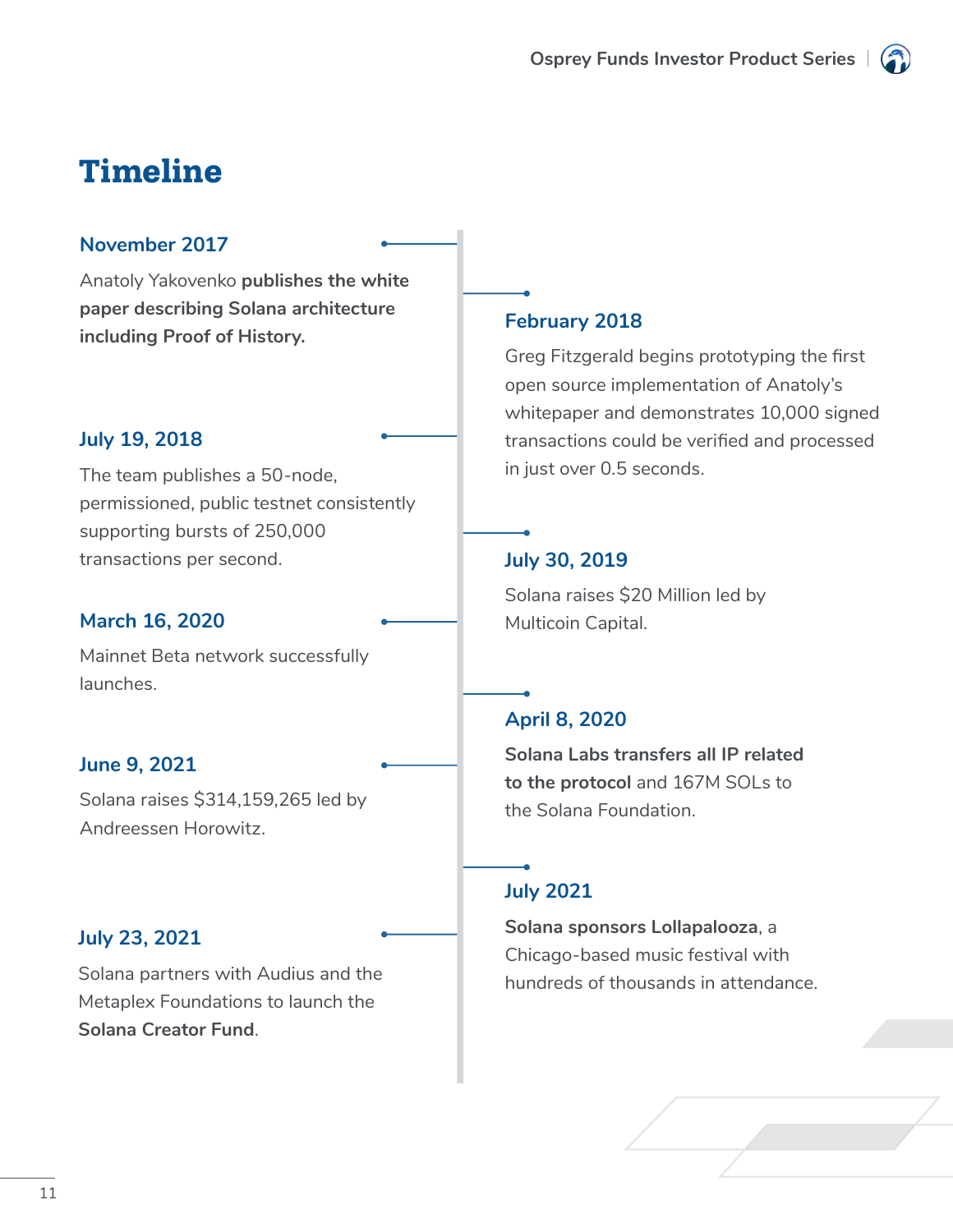# Timeline

### November 2017

Anatoly Yakovenko **publishes the white paper describing Solana architecture including Proof of History.**

### February 2018

Greg Fitzgerald begins prototyping the first open source implementation of Anatoly's whitepaper and demonstrates 10,000 signed transactions could be verified and processed in just over 0.5 seconds.

### July 19, 2018

The team publishes a 50-node, permissioned, public testnet consistently supporting bursts of 250,000 transactions per second.

### July 30, 2019

Solana raises $20 Million led by Multicoin Capital.

### March 16, 2020

Mainnet Beta network successfully launches.

### April 8, 2020

**Solana Labs transfers all IP related to the protocol** and 167M SOLs to the Solana Foundation.

### June 9, 2021

Solana raises $314,159,265 led by Andreessen Horowitz.

### July 2021

**Solana sponsors Lollapalooza**, a Chicago-based music festival with hundreds of thousands in attendance.

### July 23, 2021

Solana partners with Audius and the Metaplex Foundations to launch the **Solana Creator Fund**.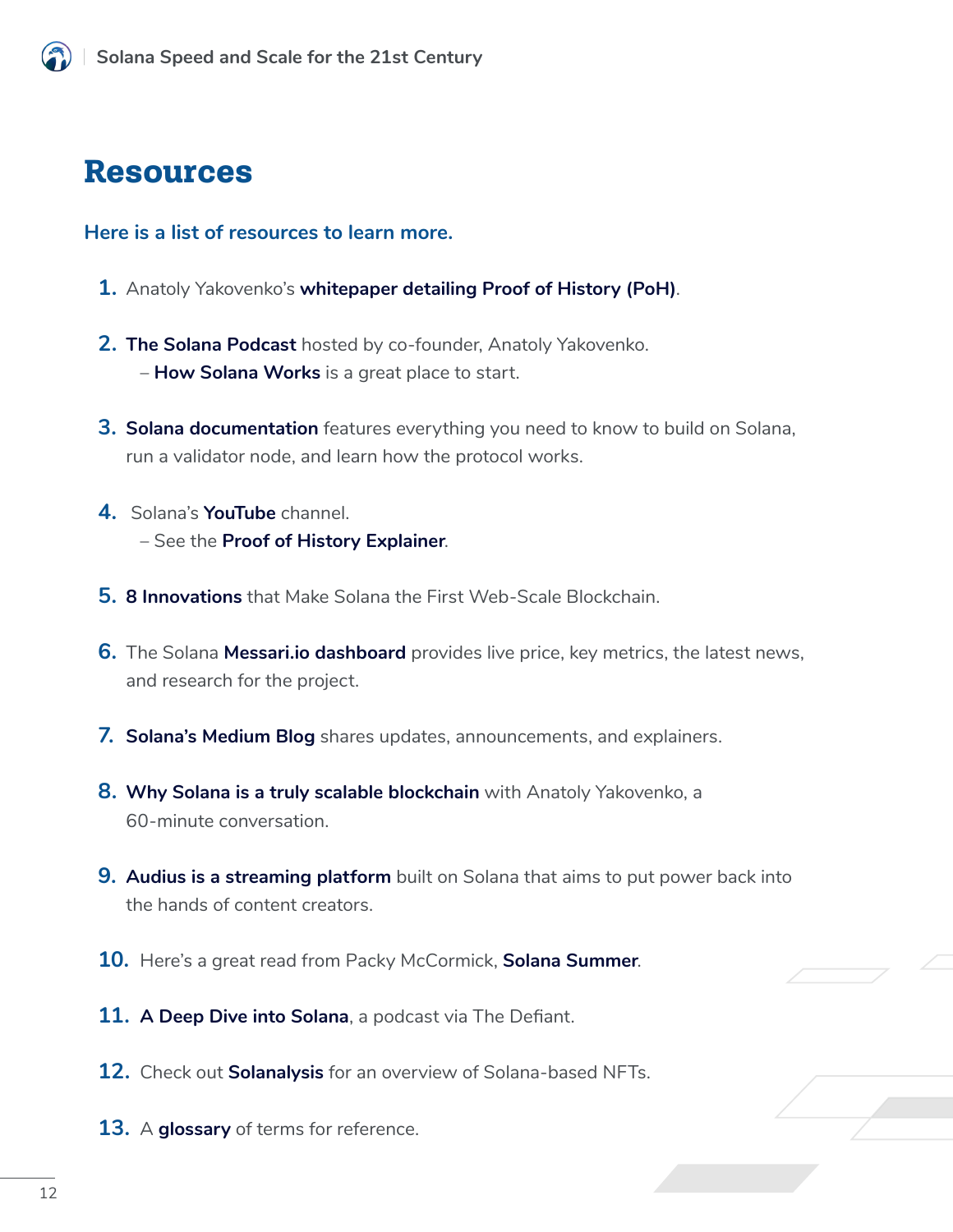# Resources

**Here is a list of resources to learn more.**

1. Anatoly Yakovenko's **whitepaper detailing Proof of History (PoH)**.
2. **The Solana Podcast** hosted by co-founder, Anatoly Yakovenko.
   – **How Solana Works** is a great place to start.
3. **Solana documentation** features everything you need to know to build on Solana, run a validator node, and learn how the protocol works.
4. Solana's **YouTube** channel.
   – See the **Proof of History Explainer**.
5. **8 Innovations** that Make Solana the First Web-Scale Blockchain.
6. The Solana **Messari.io dashboard** provides live price, key metrics, the latest news, and research for the project.
7. **Solana's Medium Blog** shares updates, announcements, and explainers.
8. **Why Solana is a truly scalable blockchain** with Anatoly Yakovenko, a 60-minute conversation.
9. **Audius is a streaming platform** built on Solana that aims to put power back into the hands of content creators.
10. Here's a great read from Packy McCormick, **Solana Summer**.
11. **A Deep Dive into Solana**, a podcast via The Defiant.
12. Check out **Solanalysis** for an overview of Solana-based NFTs.
13. A **glossary** of terms for reference.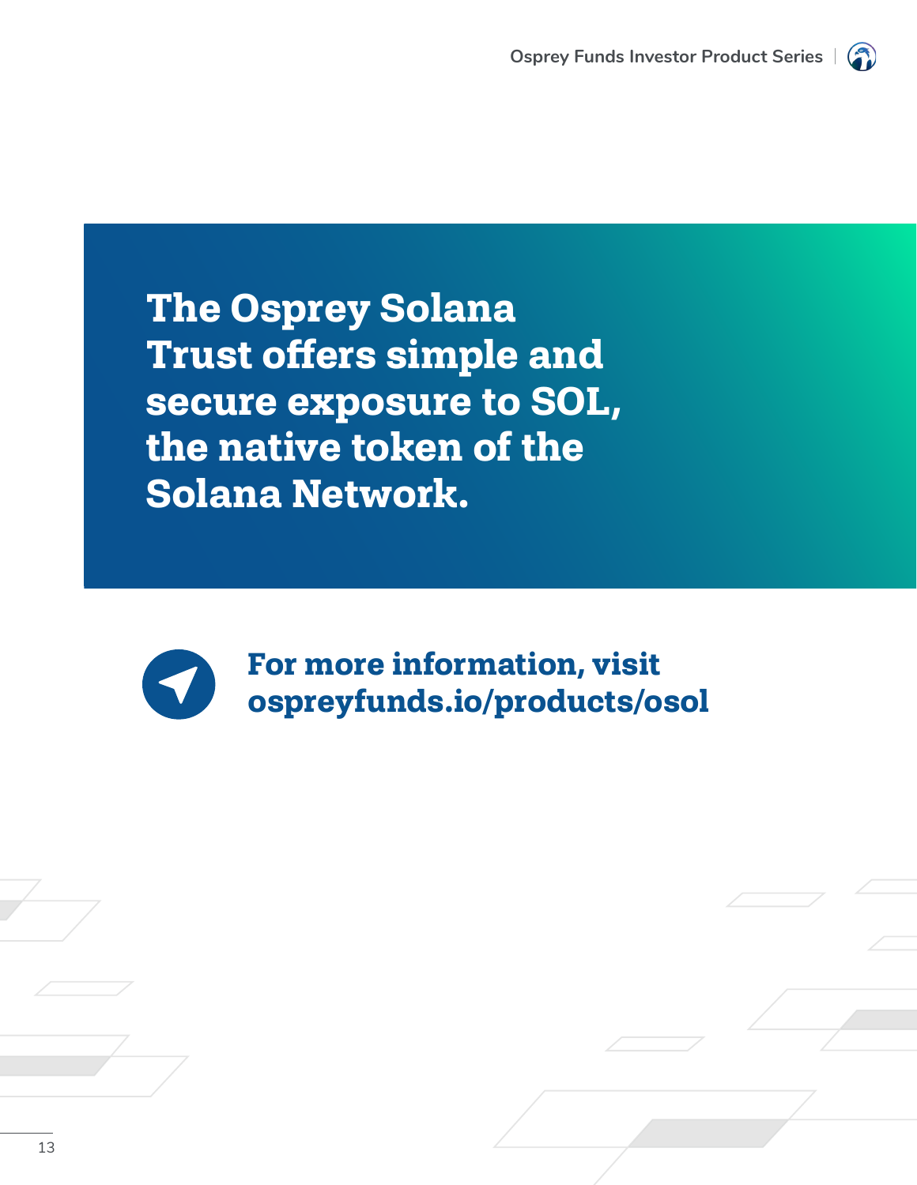## The Osprey Solana Trust offers simple and secure exposure to SOL, the native token of the Solana Network.

**For more information, visit ospreyfunds.io/products/osol**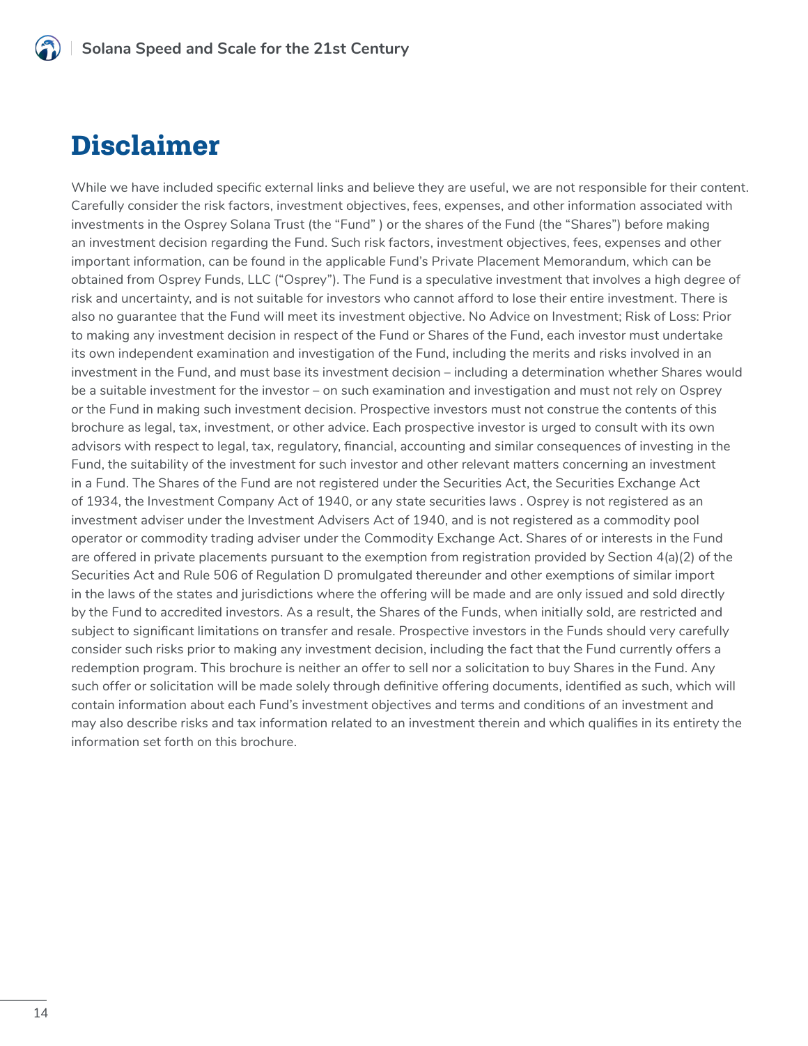# Disclaimer

While we have included specific external links and believe they are useful, we are not responsible for their content. Carefully consider the risk factors, investment objectives, fees, expenses, and other information associated with investments in the Osprey Solana Trust (the "Fund" ) or the shares of the Fund (the "Shares") before making an investment decision regarding the Fund. Such risk factors, investment objectives, fees, expenses and other important information, can be found in the applicable Fund's Private Placement Memorandum, which can be obtained from Osprey Funds, LLC ("Osprey"). The Fund is a speculative investment that involves a high degree of risk and uncertainty, and is not suitable for investors who cannot afford to lose their entire investment. There is also no guarantee that the Fund will meet its investment objective. No Advice on Investment; Risk of Loss: Prior to making any investment decision in respect of the Fund or Shares of the Fund, each investor must undertake its own independent examination and investigation of the Fund, including the merits and risks involved in an investment in the Fund, and must base its investment decision – including a determination whether Shares would be a suitable investment for the investor – on such examination and investigation and must not rely on Osprey or the Fund in making such investment decision. Prospective investors must not construe the contents of this brochure as legal, tax, investment, or other advice. Each prospective investor is urged to consult with its own advisors with respect to legal, tax, regulatory, financial, accounting and similar consequences of investing in the Fund, the suitability of the investment for such investor and other relevant matters concerning an investment in a Fund. The Shares of the Fund are not registered under the Securities Act, the Securities Exchange Act of 1934, the Investment Company Act of 1940, or any state securities laws . Osprey is not registered as an investment adviser under the Investment Advisers Act of 1940, and is not registered as a commodity pool operator or commodity trading adviser under the Commodity Exchange Act. Shares of or interests in the Fund are offered in private placements pursuant to the exemption from registration provided by Section 4(a)(2) of the Securities Act and Rule 506 of Regulation D promulgated thereunder and other exemptions of similar import in the laws of the states and jurisdictions where the offering will be made and are only issued and sold directly by the Fund to accredited investors. As a result, the Shares of the Funds, when initially sold, are restricted and subject to significant limitations on transfer and resale. Prospective investors in the Funds should very carefully consider such risks prior to making any investment decision, including the fact that the Fund currently offers a redemption program. This brochure is neither an offer to sell nor a solicitation to buy Shares in the Fund. Any such offer or solicitation will be made solely through definitive offering documents, identified as such, which will contain information about each Fund's investment objectives and terms and conditions of an investment and may also describe risks and tax information related to an investment therein and which qualifies in its entirety the information set forth on this brochure.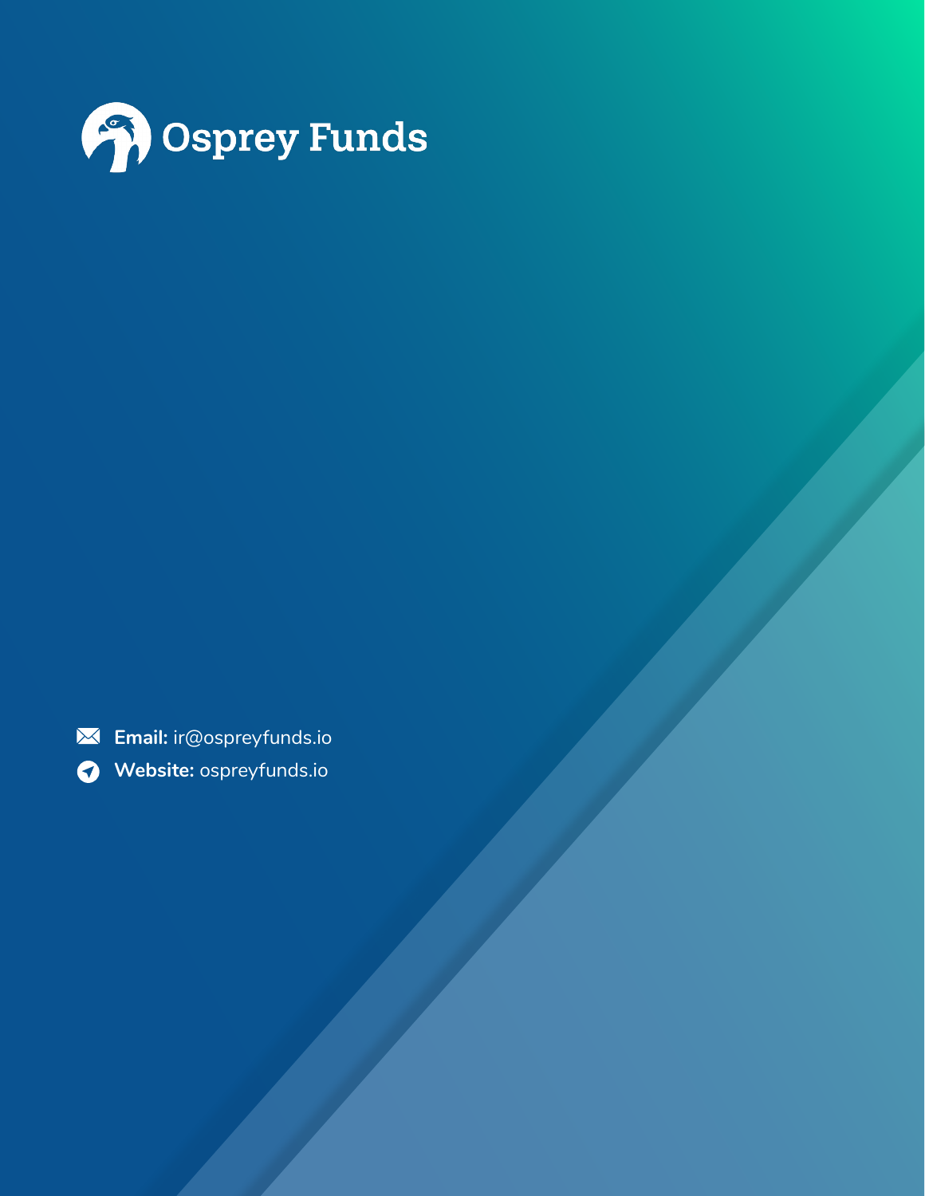Osprey Funds

**Email:** ir@ospreyfunds.io

**Website:** ospreyfunds.io